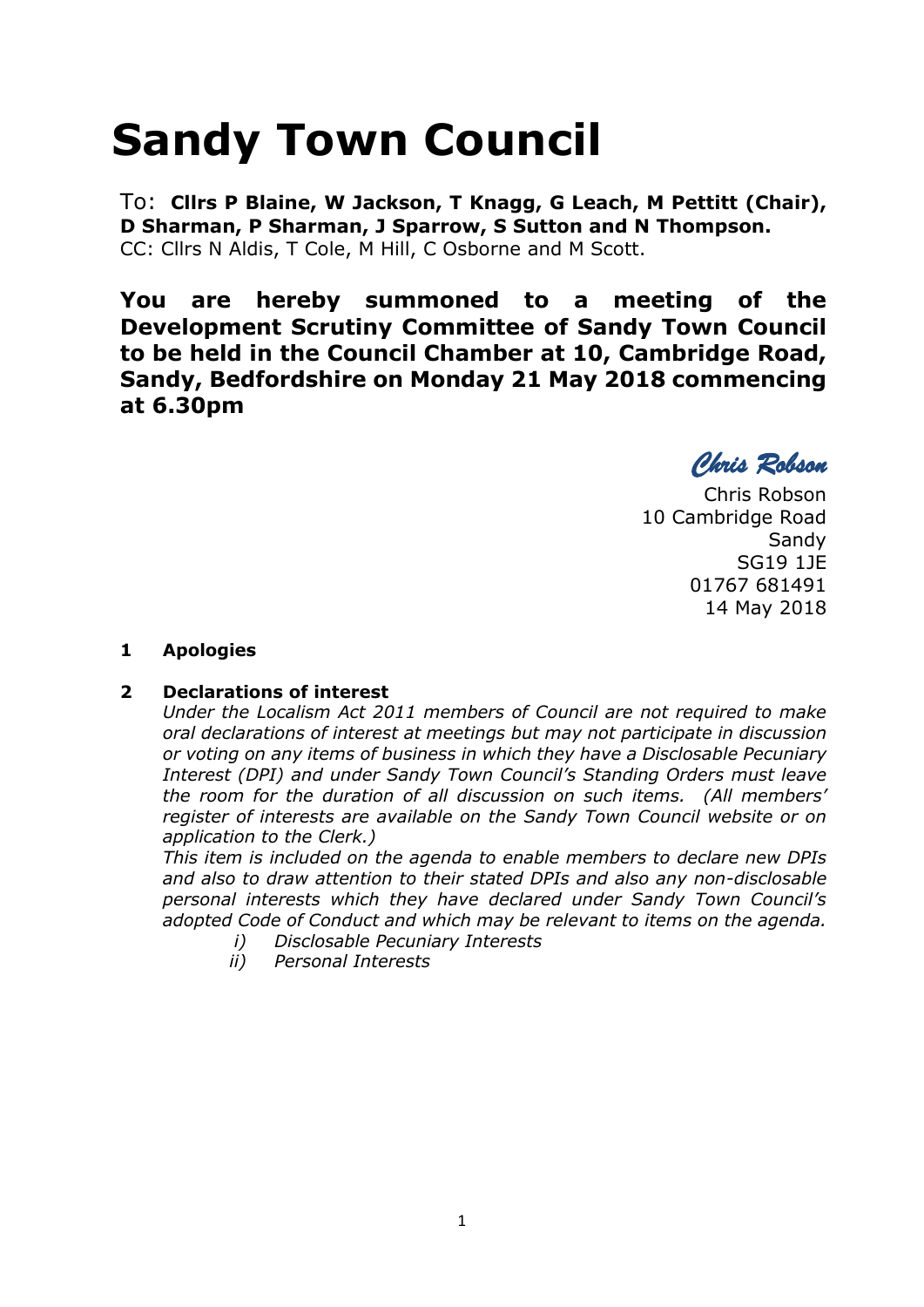# Sandy Town Council

To: **Cllrs P Blaine, W Jackson, T Knagg, G Leach, M Pettitt (Chair), D Sharman, P Sharman, J Sparrow, S Sutton and N Thompson.**
CC: Cllrs N Aldis, T Cole, M Hill, C Osborne and M Scott.

**You are hereby summoned to a meeting of the Development Scrutiny Committee of Sandy Town Council to be held in the Council Chamber at 10, Cambridge Road, Sandy, Bedfordshire on Monday 21 May 2018 commencing at 6.30pm**

*Chris Robson*

Chris Robson
10 Cambridge Road
Sandy
SG19 1JE
01767 681491
14 May 2018

**1 Apologies**

**2 Declarations of interest**

*Under the Localism Act 2011 members of Council are not required to make oral declarations of interest at meetings but may not participate in discussion or voting on any items of business in which they have a Disclosable Pecuniary Interest (DPI) and under Sandy Town Council's Standing Orders must leave the room for the duration of all discussion on such items. (All members' register of interests are available on the Sandy Town Council website or on application to the Clerk.)*

*This item is included on the agenda to enable members to declare new DPIs and also to draw attention to their stated DPIs and also any non-disclosable personal interests which they have declared under Sandy Town Council's adopted Code of Conduct and which may be relevant to items on the agenda.*

*i) Disclosable Pecuniary Interests*
*ii) Personal Interests*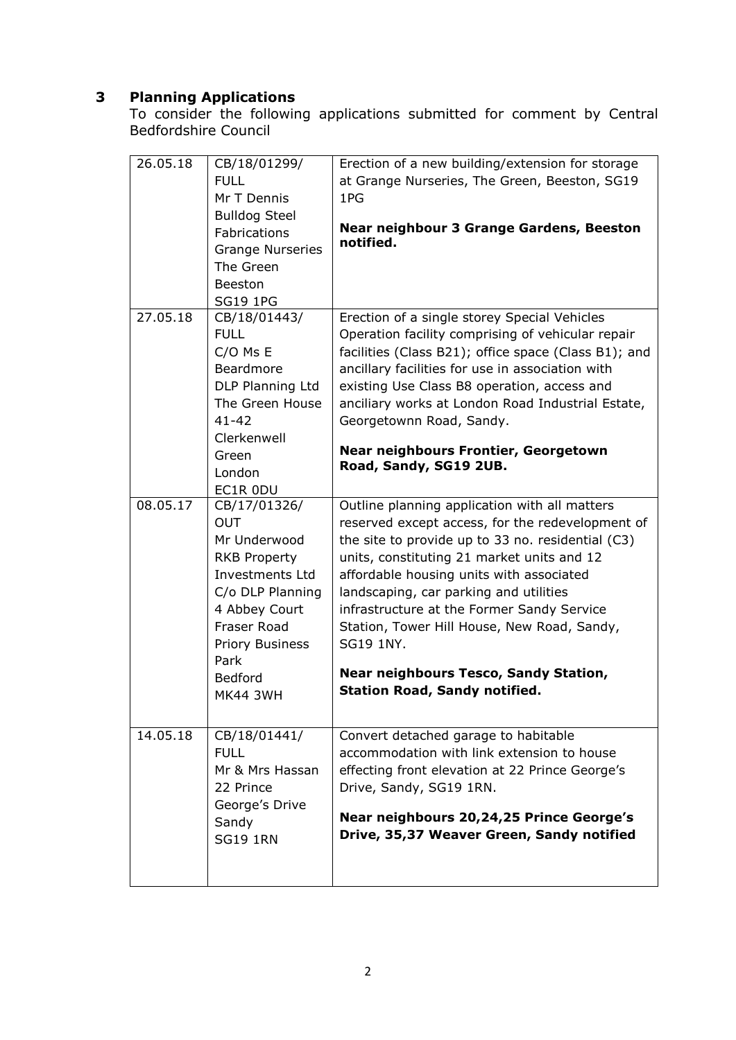## 3 Planning Applications

To consider the following applications submitted for comment by Central Bedfordshire Council

| | | |
|---|---|---|
| 26.05.18 | CB/18/01299/ FULL Mr T Dennis Bulldog Steel Fabrications Grange Nurseries The Green Beeston SG19 1PG | Erection of a new building/extension for storage at Grange Nurseries, The Green, Beeston, SG19 1PG<br><br>**Near neighbour 3 Grange Gardens, Beeston notified.** |
| 27.05.18 | CB/18/01443/ FULL C/O Ms E Beardmore DLP Planning Ltd The Green House 41-42 Clerkenwell Green London EC1R 0DU | Erection of a single storey Special Vehicles Operation facility comprising of vehicular repair facilities (Class B21); office space (Class B1); and ancillary facilities for use in association with existing Use Class B8 operation, access and anciliary works at London Road Industrial Estate, Georgetownn Road, Sandy.<br><br>**Near neighbours Frontier, Georgetown Road, Sandy, SG19 2UB.** |
| 08.05.17 | CB/17/01326/ OUT Mr Underwood RKB Property Investments Ltd C/o DLP Planning 4 Abbey Court Fraser Road Priory Business Park Bedford MK44 3WH | Outline planning application with all matters reserved except access, for the redevelopment of the site to provide up to 33 no. residential (C3) units, constituting 21 market units and 12 affordable housing units with associated landscaping, car parking and utilities infrastructure at the Former Sandy Service Station, Tower Hill House, New Road, Sandy, SG19 1NY.<br><br>**Near neighbours Tesco, Sandy Station, Station Road, Sandy notified.** |
| 14.05.18 | CB/18/01441/ FULL Mr & Mrs Hassan 22 Prince George's Drive Sandy SG19 1RN | Convert detached garage to habitable accommodation with link extension to house effecting front elevation at 22 Prince George's Drive, Sandy, SG19 1RN.<br><br>**Near neighbours 20,24,25 Prince George's Drive, 35,37 Weaver Green, Sandy notified** |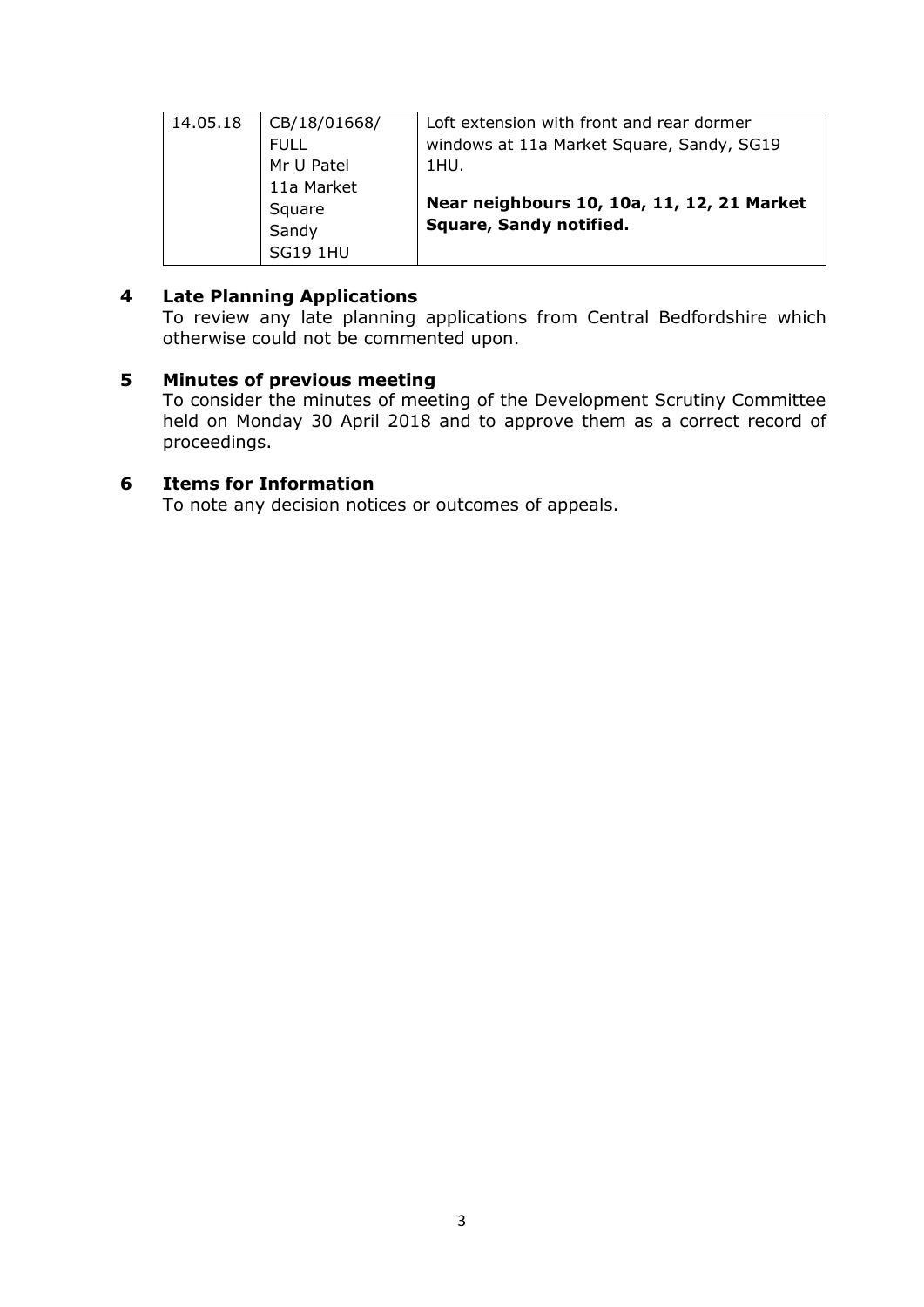| | | |
|---|---|---|
| 14.05.18 | CB/18/01668/ FULL Mr U Patel 11a Market Square Sandy SG19 1HU | Loft extension with front and rear dormer windows at 11a Market Square, Sandy, SG19 1HU.<br><br>**Near neighbours 10, 10a, 11, 12, 21 Market Square, Sandy notified.** |

## 4 Late Planning Applications

To review any late planning applications from Central Bedfordshire which otherwise could not be commented upon.

## 5 Minutes of previous meeting

To consider the minutes of meeting of the Development Scrutiny Committee held on Monday 30 April 2018 and to approve them as a correct record of proceedings.

## 6 Items for Information

To note any decision notices or outcomes of appeals.